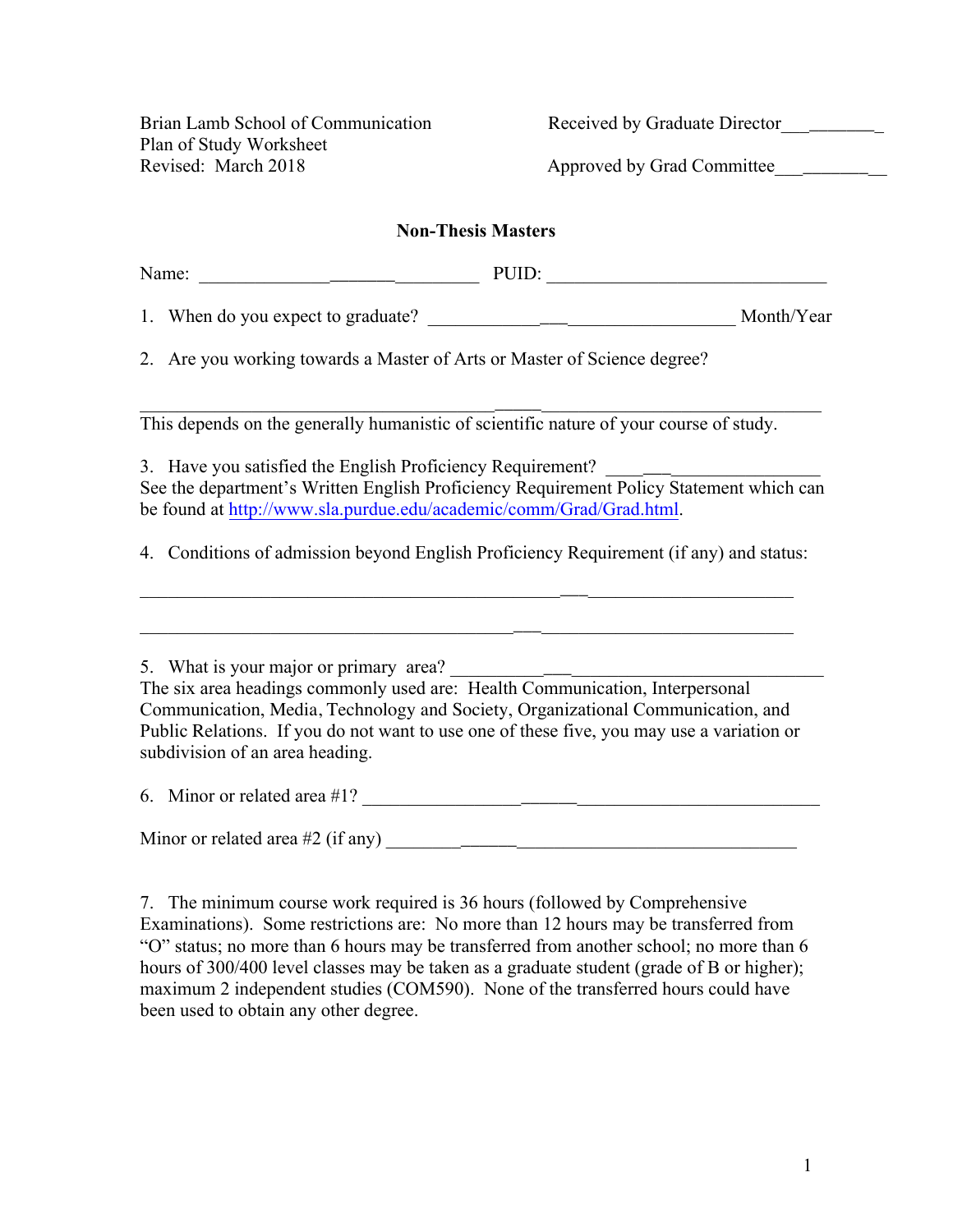Brian Lamb School of Communication
Plan of Study Worksheet
Revised: March 2018

Received by Graduate Director___________

Approved by Grad Committee_____________

## Non-Thesis Masters

Name: ______________________________ PUID: ______________________________

1. When do you expect to graduate? ______________________________ Month/Year

2. Are you working towards a Master of Arts or Master of Science degree?

______________________________________________________________

This depends on the generally humanistic of scientific nature of your course of study.

3. Have you satisfied the English Proficiency Requirement? ____________________
See the department's Written English Proficiency Requirement Policy Statement which can be found at http://www.sla.purdue.edu/academic/comm/Grad/Grad.html.

4. Conditions of admission beyond English Proficiency Requirement (if any) and status:

______________________________________________________________

______________________________________________________________

5. What is your major or primary area? ______________________________
The six area headings commonly used are: Health Communication, Interpersonal Communication, Media, Technology and Society, Organizational Communication, and Public Relations. If you do not want to use one of these five, you may use a variation or subdivision of an area heading.

6. Minor or related area #1? ______________________________

Minor or related area #2 (if any) ______________________________

7. The minimum course work required is 36 hours (followed by Comprehensive Examinations). Some restrictions are: No more than 12 hours may be transferred from "O" status; no more than 6 hours may be transferred from another school; no more than 6 hours of 300/400 level classes may be taken as a graduate student (grade of B or higher); maximum 2 independent studies (COM590). None of the transferred hours could have been used to obtain any other degree.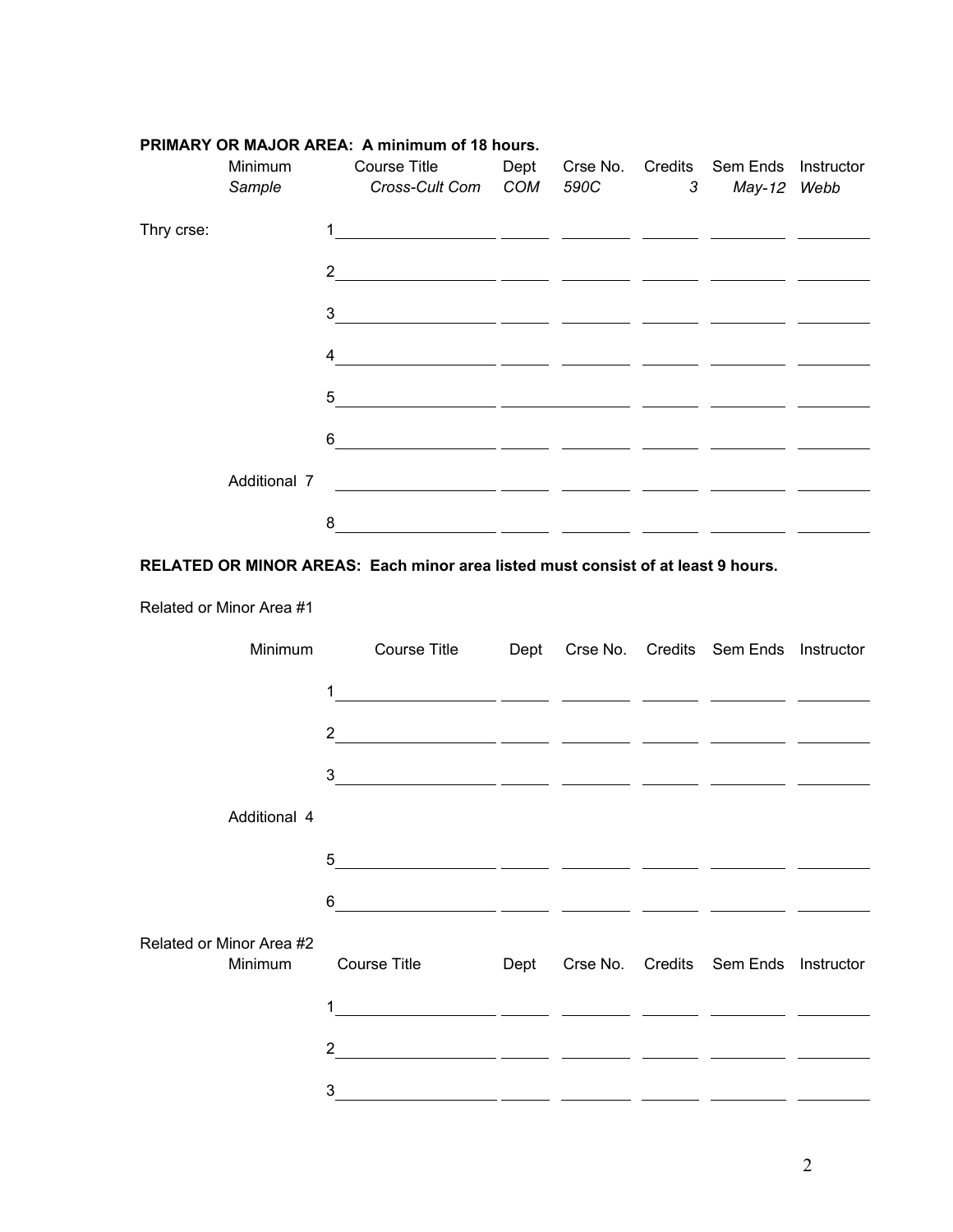**PRIMARY OR MAJOR AREA: A minimum of 18 hours.**

| | Minimum | Course Title | Dept | Crse No. | Credits | Sem Ends | Instructor |
|---|---|---|---|---|---|---|---|
| | *Sample* | *Cross-Cult Com* | *COM* | *590C* | *3* | *May-12* | *Webb* |
| Thry crse: | 1 | | | | | | |
| | 2 | | | | | | |
| | 3 | | | | | | |
| | 4 | | | | | | |
| | 5 | | | | | | |
| | 6 | | | | | | |
| | Additional 7 | | | | | | |
| | 8 | | | | | | |

**RELATED OR MINOR AREAS: Each minor area listed must consist of at least 9 hours.**

Related or Minor Area #1

| Minimum | Course Title | Dept | Crse No. | Credits | Sem Ends | Instructor |
|---|---|---|---|---|---|---|
| 1 | | | | | | |
| 2 | | | | | | |
| 3 | | | | | | |
| Additional 4 | | | | | | |
| 5 | | | | | | |
| 6 | | | | | | |

Related or Minor Area #2

| Minimum | Course Title | Dept | Crse No. | Credits | Sem Ends | Instructor |
|---|---|---|---|---|---|---|
| 1 | | | | | | |
| 2 | | | | | | |
| 3 | | | | | | |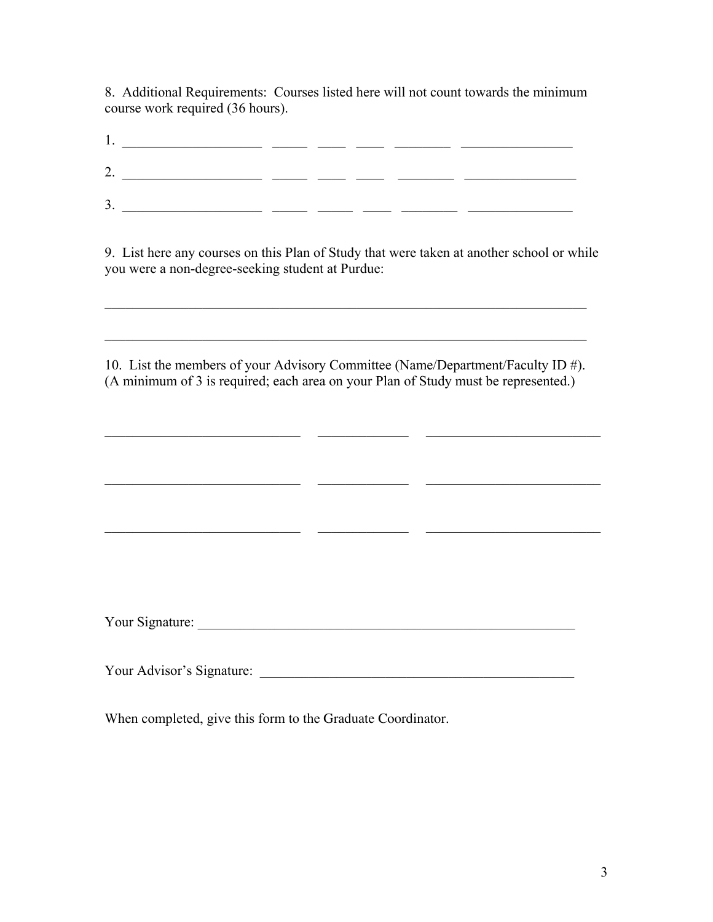8. Additional Requirements: Courses listed here will not count towards the minimum course work required (36 hours).

1. ____________________ _____ ____ ____ ________ ________________

2. ____________________ _____ ____ ____ ________ ________________

3. ____________________ _____ _____ ____ ________ _______________

9. List here any courses on this Plan of Study that were taken at another school or while you were a non-degree-seeking student at Purdue:

________________________________________________________________________

________________________________________________________________________

10. List the members of your Advisory Committee (Name/Department/Faculty ID #). (A minimum of 3 is required; each area on your Plan of Study must be represented.)

_____________________________ _____________ _________________________

_____________________________ _____________ _________________________

_____________________________ _____________ _________________________

Your Signature: _______________________________________________________

Your Advisor's Signature: ___________________________________________

When completed, give this form to the Graduate Coordinator.